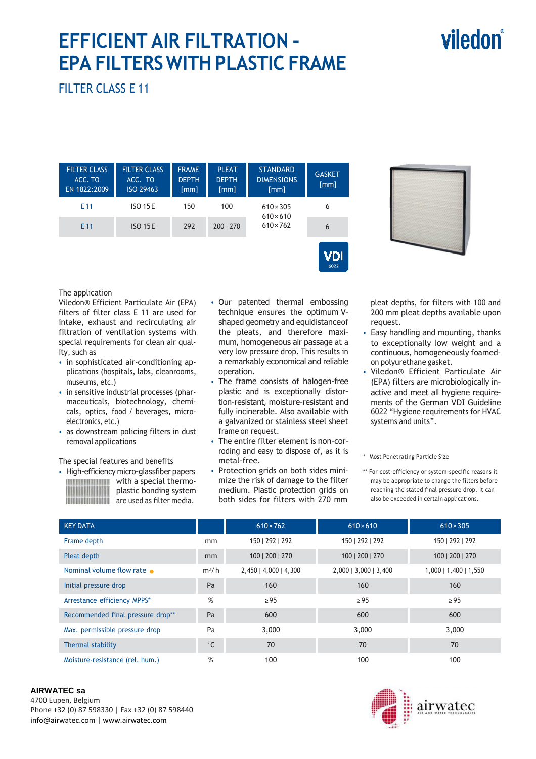# EFFICIENT AIR FILTRATION – EPA FILTERS WITH PLASTIC FRAME

viledon®

## FILTER CLASS E 11

| FILTER CLASS ACC. TO EN 1822:2009 | FILTER CLASS ACC. TO ISO 29463 | FRAME DEPTH [mm] | PLEAT DEPTH [mm] | STANDARD DIMENSIONS [mm] | GASKET [mm] |
|---|---|---|---|---|---|
| E 11 | ISO 15 E | 150 | 100 | 610 × 305<br>610 × 610<br>610 × 762 | 6 |
| E 11 | ISO 15 E | 292 | 200 \| 270 | | 6 |

VDI 6022

The application

Viledon® Efficient Particulate Air (EPA) filters of filter class E 11 are used for intake, exhaust and recirculating air filtration of ventilation systems with special requirements for clean air quality, such as

- in sophisticated air-conditioning applications (hospitals, labs, cleanrooms, museums, etc.)
- in sensitive industrial processes (pharmaceuticals, biotechnology, chemicals, optics, food / beverages, microelectronics, etc.)
- as downstream policing filters in dust removal applications

The special features and benefits

- High-efficiency micro-glassfiber papers with a special thermoplastic bonding system are used as filter media.
- Our patented thermal embossing technique ensures the optimum V-shaped geometry and equidistanceof the pleats, and therefore maximum, homogeneous air passage at a very low pressure drop. This results in a remarkably economical and reliable operation.
- The frame consists of halogen-free plastic and is exceptionally distortion-resistant, moisture-resistant and fully incinerable. Also available with a galvanized or stainless steel sheet frame on request.
- The entire filter element is non-corroding and easy to dispose of, as it is metal-free.
- Protection grids on both sides minimize the risk of damage to the filter medium. Plastic protection grids on both sides for filters with 270 mm pleat depths, for filters with 100 and 200 mm pleat depths available upon request.
- Easy handling and mounting, thanks to exceptionally low weight and a continuous, homogeneously foamed-on polyurethane gasket.
- Viledon® Efficient Particulate Air (EPA) filters are microbiologically inactive and meet all hygiene requirements of the German VDI Guideline 6022 "Hygiene requirements for HVAC systems and units".

\* Most Penetrating Particle Size

\*\* For cost-efficiency or system-specific reasons it may be appropriate to change the filters before reaching the stated final pressure drop. It can also be exceeded in certain applications.

| KEY DATA | | 610 × 762 | 610 × 610 | 610 × 305 |
|---|---|---|---|---|
| Frame depth | mm | 150 \| 292 \| 292 | 150 \| 292 \| 292 | 150 \| 292 \| 292 |
| Pleat depth | mm | 100 \| 200 \| 270 | 100 \| 200 \| 270 | 100 \| 200 \| 270 |
| Nominal volume flow rate ● | m³/h | 2,450 \| 4,000 \| 4,300 | 2,000 \| 3,000 \| 3,400 | 1,000 \| 1,400 \| 1,550 |
| Initial pressure drop | Pa | 160 | 160 | 160 |
| Arrestance efficiency MPPS* | % | ≥ 95 | ≥ 95 | ≥ 95 |
| Recommended final pressure drop** | Pa | 600 | 600 | 600 |
| Max. permissible pressure drop | Pa | 3,000 | 3,000 | 3,000 |
| Thermal stability | °C | 70 | 70 | 70 |
| Moisture-resistance (rel. hum.) | % | 100 | 100 | 100 |

**AIRWATEC sa**
4700 Eupen, Belgium
Phone +32 (0) 87 598330 | Fax +32 (0) 87 598440
info@airwatec.com | www.airwatec.com

airwatec AIR AND WATER TECHNOLOGIES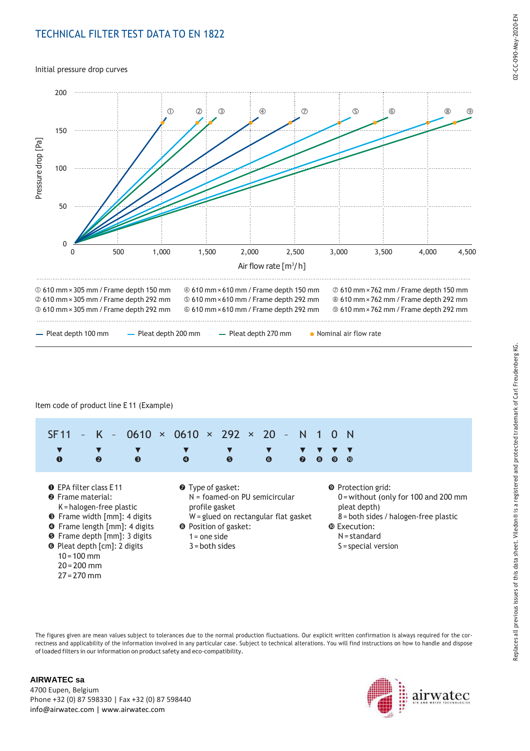## TECHNICAL FILTER TEST DATA TO EN 1822

Initial pressure drop curves

Pressure drop [Pa]

200

150

100

50

0

0 500 1,000 1,500 2,000 2,500 3,000 3,500 4,000 4,500

Air flow rate [m³/h]

① ② ③ ④ ⑦ ⑤ ⑥ ⑧ ⑨

① 610 mm × 305 mm / Frame depth 150 mm
② 610 mm × 305 mm / Frame depth 292 mm
③ 610 mm × 305 mm / Frame depth 292 mm
④ 610 mm × 610 mm / Frame depth 150 mm
⑤ 610 mm × 610 mm / Frame depth 292 mm
⑥ 610 mm × 610 mm / Frame depth 292 mm
⑦ 610 mm × 762 mm / Frame depth 150 mm
⑧ 610 mm × 762 mm / Frame depth 292 mm
⑨ 610 mm × 762 mm / Frame depth 292 mm

— Pleat depth 100 mm — Pleat depth 200 mm — Pleat depth 270 mm ● Nominal air flow rate

Item code of product line E 11 (Example)

SF11 – K – 0610 × 0610 × 292 × 20 – N 1 0 N

❶ ❷ ❸ ❹ ❺ ❻ ❼ ❽ ❾ ❿

❶ EPA filter class E 11
❷ Frame material:
K = halogen-free plastic
❸ Frame width [mm]: 4 digits
❹ Frame length [mm]: 4 digits
❺ Frame depth [mm]: 3 digits
❻ Pleat depth [cm]: 2 digits
10 = 100 mm
20 = 200 mm
27 = 270 mm

❼ Type of gasket:
N = foamed-on PU semicircular profile gasket
W = glued on rectangular flat gasket
❽ Position of gasket:
1 = one side
3 = both sides

❾ Protection grid:
0 = without (only for 100 and 200 mm pleat depth)
8 = both sides / halogen-free plastic
❿ Execution:
N = standard
S = special version

The figures given are mean values subject to tolerances due to the normal production fluctuations. Our explicit written confirmation is always required for the correctness and applicability of the information involved in any particular case. Subject to technical alterations. You will find instructions on how to handle and dispose of loaded filters in our information on product safety and eco-compatibility.

**AIRWATEC sa**
4700 Eupen, Belgium
Phone +32 (0) 87 598330 | Fax +32 (0) 87 598440
info@airwatec.com | www.airwatec.com

airwatec
AIR AND WATER TECHNOLOGIES

Replaces all previous issues of this data sheet. Viledon® is a registered and protected trademark of Carl Freudenberg KG.

02-CC-090-May-2020-EN